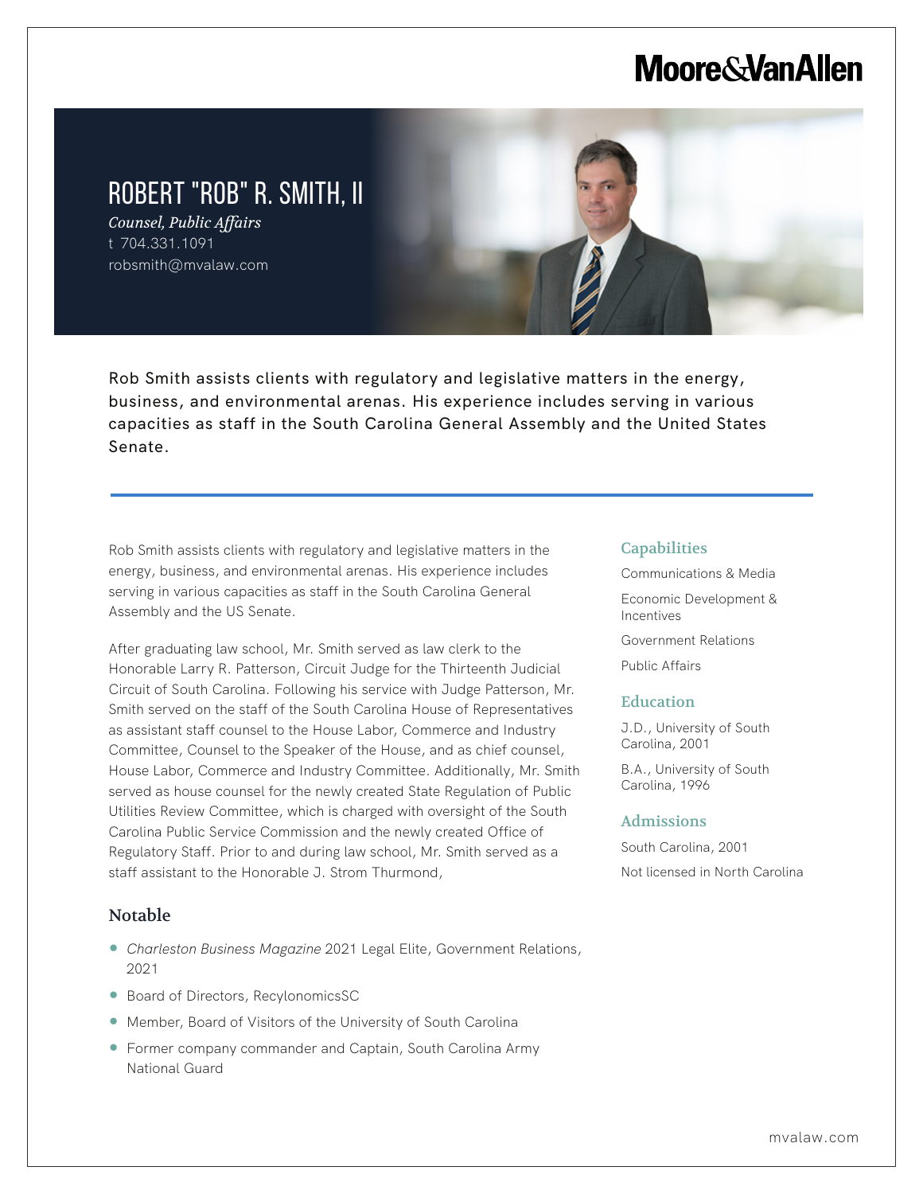Moore&VanAllen

# ROBERT "ROB" R. SMITH, II

*Counsel, Public Affairs*

t 704.331.1091

robsmith@mvalaw.com

Rob Smith assists clients with regulatory and legislative matters in the energy, business, and environmental arenas. His experience includes serving in various capacities as staff in the South Carolina General Assembly and the United States Senate.

Rob Smith assists clients with regulatory and legislative matters in the energy, business, and environmental arenas. His experience includes serving in various capacities as staff in the South Carolina General Assembly and the US Senate.

After graduating law school, Mr. Smith served as law clerk to the Honorable Larry R. Patterson, Circuit Judge for the Thirteenth Judicial Circuit of South Carolina. Following his service with Judge Patterson, Mr. Smith served on the staff of the South Carolina House of Representatives as assistant staff counsel to the House Labor, Commerce and Industry Committee, Counsel to the Speaker of the House, and as chief counsel, House Labor, Commerce and Industry Committee. Additionally, Mr. Smith served as house counsel for the newly created State Regulation of Public Utilities Review Committee, which is charged with oversight of the South Carolina Public Service Commission and the newly created Office of Regulatory Staff. Prior to and during law school, Mr. Smith served as a staff assistant to the Honorable J. Strom Thurmond,

## Notable

- *Charleston Business Magazine* 2021 Legal Elite, Government Relations, 2021
- Board of Directors, RecylonomicsSC
- Member, Board of Visitors of the University of South Carolina
- Former company commander and Captain, South Carolina Army National Guard

## Capabilities

Communications & Media

Economic Development & Incentives

Government Relations

Public Affairs

## Education

J.D., University of South Carolina, 2001

B.A., University of South Carolina, 1996

## Admissions

South Carolina, 2001

Not licensed in North Carolina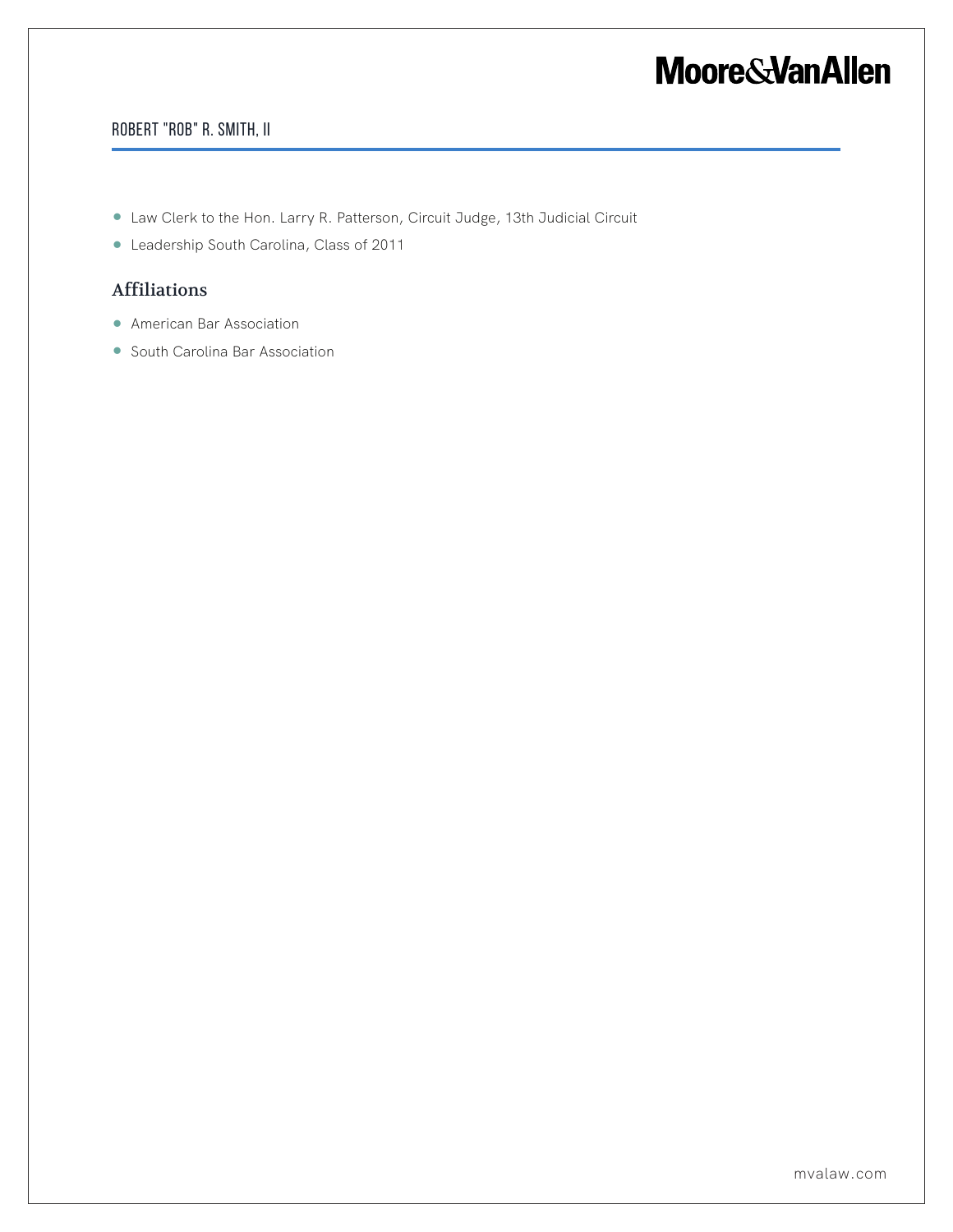- Law Clerk to the Hon. Larry R. Patterson, Circuit Judge, 13th Judicial Circuit
- Leadership South Carolina, Class of 2011

## Affiliations

- American Bar Association
- South Carolina Bar Association